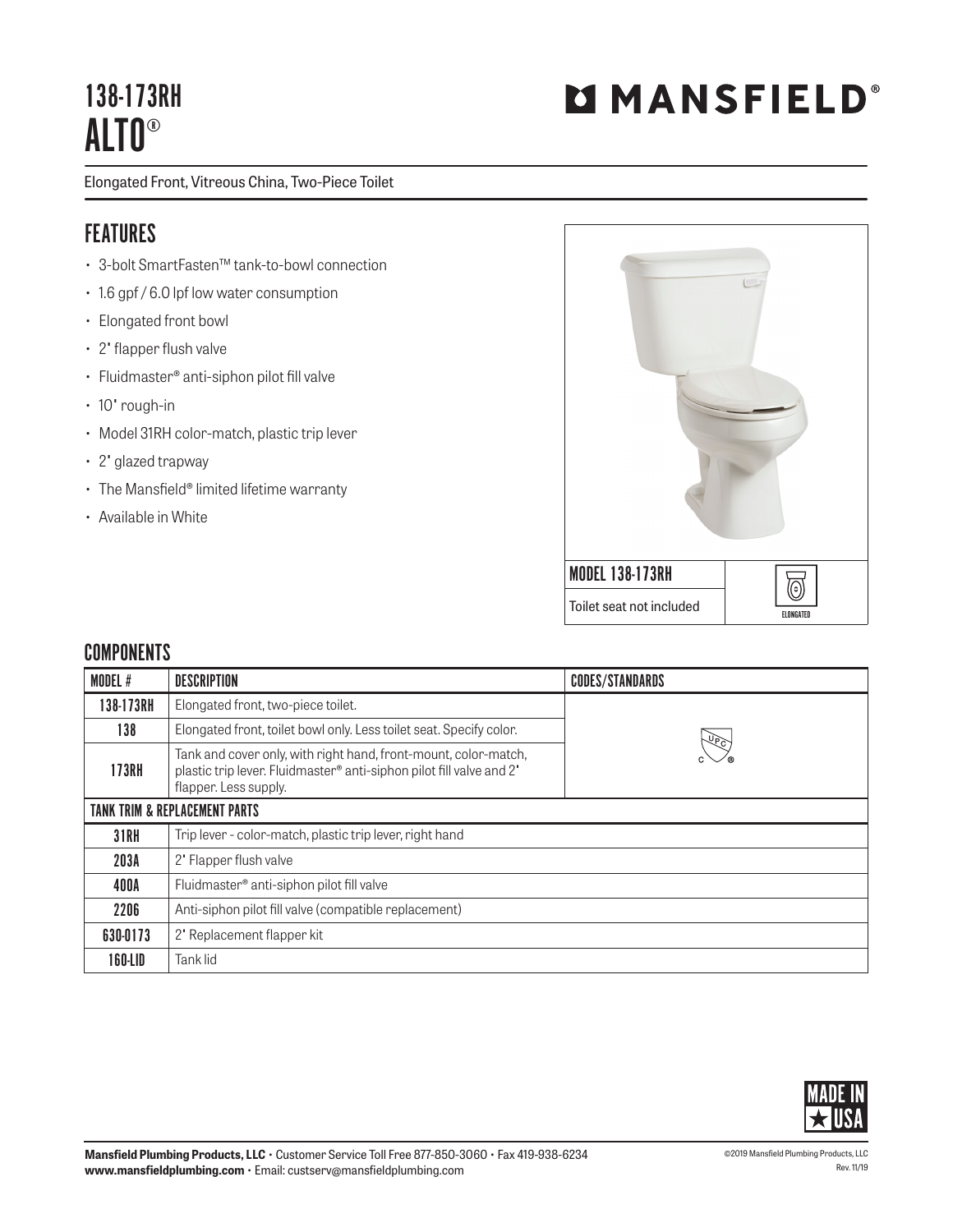# 138-173RH
# ALTO®

MANSFIELD®

Elongated Front, Vitreous China, Two-Piece Toilet

## FEATURES

- 3-bolt SmartFasten™ tank-to-bowl connection
- 1.6 gpf / 6.0 lpf low water consumption
- Elongated front bowl
- 2" flapper flush valve
- Fluidmaster® anti-siphon pilot fill valve
- 10" rough-in
- Model 31RH color-match, plastic trip lever
- 2" glazed trapway
- The Mansfield® limited lifetime warranty
- Available in White

MODEL 138-173RH

Toilet seat not included

ELONGATED

## COMPONENTS

| MODEL # | DESCRIPTION | CODES/STANDARDS |
|---|---|---|
| 138-173RH | Elongated front, two-piece toilet. | UPC |
| 138 | Elongated front, toilet bowl only. Less toilet seat. Specify color. | |
| 173RH | Tank and cover only, with right hand, front-mount, color-match, plastic trip lever. Fluidmaster® anti-siphon pilot fill valve and 2" flapper. Less supply. | |
| **TANK TRIM & REPLACEMENT PARTS** | | |
| 31RH | Trip lever - color-match, plastic trip lever, right hand | |
| 203A | 2" Flapper flush valve | |
| 400A | Fluidmaster® anti-siphon pilot fill valve | |
| 2206 | Anti-siphon pilot fill valve (compatible replacement) | |
| 630-0173 | 2" Replacement flapper kit | |
| 160-LID | Tank lid | |

MADE IN USA

**Mansfield Plumbing Products, LLC** • Customer Service Toll Free 877-850-3060 • Fax 419-938-6234
**www.mansfieldplumbing.com** • Email: custserv@mansfieldplumbing.com

©2019 Mansfield Plumbing Products, LLC
Rev. 11/19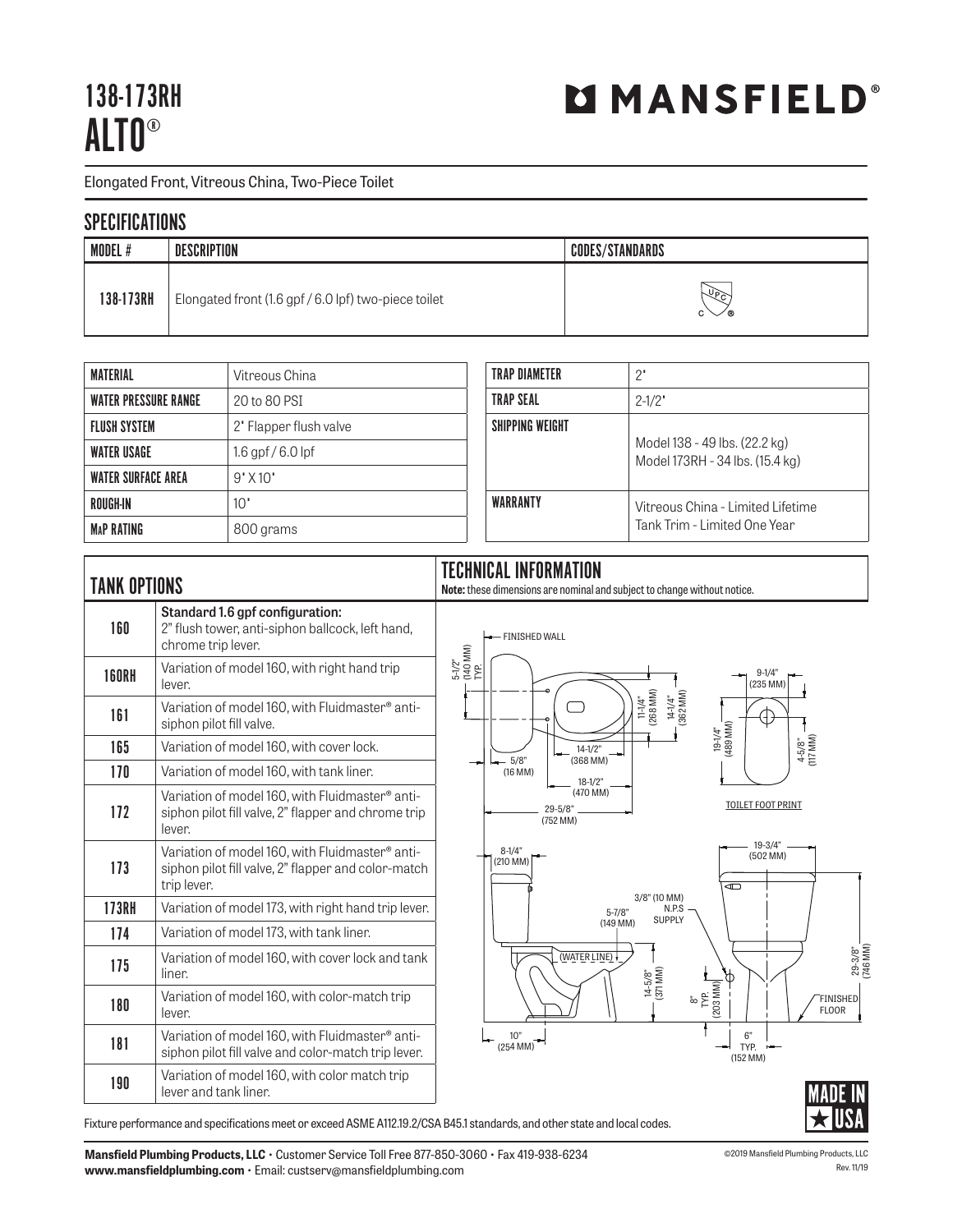# 138-173RH
# ALTO®

MANSFIELD®

Elongated Front, Vitreous China, Two-Piece Toilet

## SPECIFICATIONS

| MODEL # | DESCRIPTION | CODES/STANDARDS |
|---|---|---|
| 138-173RH | Elongated front (1.6 gpf / 6.0 lpf) two-piece toilet | UPC C ® |

| | |
|---|---|
| MATERIAL | Vitreous China |
| WATER PRESSURE RANGE | 20 to 80 PSI |
| FLUSH SYSTEM | 2" Flapper flush valve |
| WATER USAGE | 1.6 gpf / 6.0 lpf |
| WATER SURFACE AREA | 9" X 10" |
| ROUGH-IN | 10" |
| MaP RATING | 800 grams |

| | |
|---|---|
| TRAP DIAMETER | 2" |
| TRAP SEAL | 2-1/2" |
| SHIPPING WEIGHT | Model 138 - 49 lbs. (22.2 kg)<br>Model 173RH - 34 lbs. (15.4 kg) |
| WARRANTY | Vitreous China - Limited Lifetime<br>Tank Trim - Limited One Year |

## TANK OPTIONS

| | |
|---|---|
| 160 | **Standard 1.6 gpf configuration:** 2" flush tower, anti-siphon ballcock, left hand, chrome trip lever. |
| 160RH | Variation of model 160, with right hand trip lever. |
| 161 | Variation of model 160, with Fluidmaster® anti-siphon pilot fill valve. |
| 165 | Variation of model 160, with cover lock. |
| 170 | Variation of model 160, with tank liner. |
| 172 | Variation of model 160, with Fluidmaster® anti-siphon pilot fill valve, 2" flapper and chrome trip lever. |
| 173 | Variation of model 160, with Fluidmaster® anti-siphon pilot fill valve, 2" flapper and color-match trip lever. |
| 173RH | Variation of model 173, with right hand trip lever. |
| 174 | Variation of model 173, with tank liner. |
| 175 | Variation of model 160, with cover lock and tank liner. |
| 180 | Variation of model 160, with color-match trip lever. |
| 181 | Variation of model 160, with Fluidmaster® anti-siphon pilot fill valve and color-match trip lever. |
| 190 | Variation of model 160, with color match trip lever and tank liner. |

## TECHNICAL INFORMATION

**Note:** these dimensions are nominal and subject to change without notice.

FINISHED WALL
5-1/2" (140 MM) TYP.
11-1/4" (268 MM)
14-1/4" (362 MM)
14-1/2" (368 MM)
5/8" (16 MM)
18-1/2" (470 MM)
29-5/8" (752 MM)
9-1/4" (235 MM)
19-1/4" (489 MM)
4-5/8" (117 MM)
TOILET FOOT PRINT
8-1/4" (210 MM)
19-3/4" (502 MM)
3/8" (10 MM) N.P.S SUPPLY
5-7/8" (149 MM)
(WATER LINE)
14-5/8" (371 MM)
8" TYP. (203 MM)
29-3/8" (746 MM)
FINISHED FLOOR
10" (254 MM)
6" TYP. (152 MM)

MADE IN USA

Fixture performance and specifications meet or exceed ASME A112.19.2/CSA B45.1 standards, and other state and local codes.

**Mansfield Plumbing Products, LLC** • Customer Service Toll Free 877-850-3060 • Fax 419-938-6234
**www.mansfieldplumbing.com** • Email: custserv@mansfieldplumbing.com

©2019 Mansfield Plumbing Products, LLC
Rev. 11/19